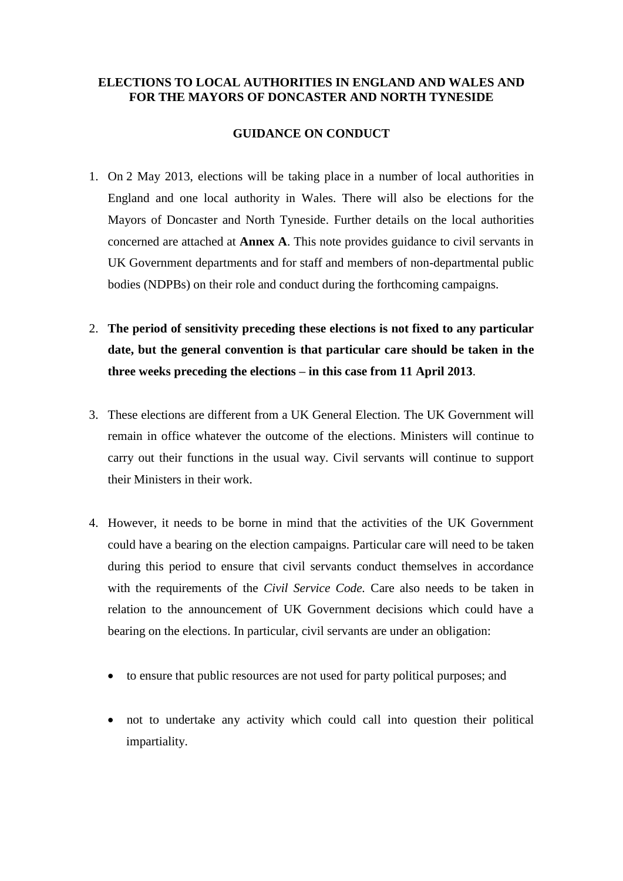**ELECTIONS TO LOCAL AUTHORITIES IN ENGLAND AND WALES AND FOR THE MAYORS OF DONCASTER AND NORTH TYNESIDE**

**GUIDANCE ON CONDUCT**

1. On 2 May 2013, elections will be taking place in a number of local authorities in England and one local authority in Wales. There will also be elections for the Mayors of Doncaster and North Tyneside. Further details on the local authorities concerned are attached at **Annex A**. This note provides guidance to civil servants in UK Government departments and for staff and members of non-departmental public bodies (NDPBs) on their role and conduct during the forthcoming campaigns.

2. **The period of sensitivity preceding these elections is not fixed to any particular date, but the general convention is that particular care should be taken in the three weeks preceding the elections – in this case from 11 April 2013**.

3. These elections are different from a UK General Election. The UK Government will remain in office whatever the outcome of the elections. Ministers will continue to carry out their functions in the usual way. Civil servants will continue to support their Ministers in their work.

4. However, it needs to be borne in mind that the activities of the UK Government could have a bearing on the election campaigns. Particular care will need to be taken during this period to ensure that civil servants conduct themselves in accordance with the requirements of the *Civil Service Code.* Care also needs to be taken in relation to the announcement of UK Government decisions which could have a bearing on the elections. In particular, civil servants are under an obligation:

   - to ensure that public resources are not used for party political purposes; and

   - not to undertake any activity which could call into question their political impartiality.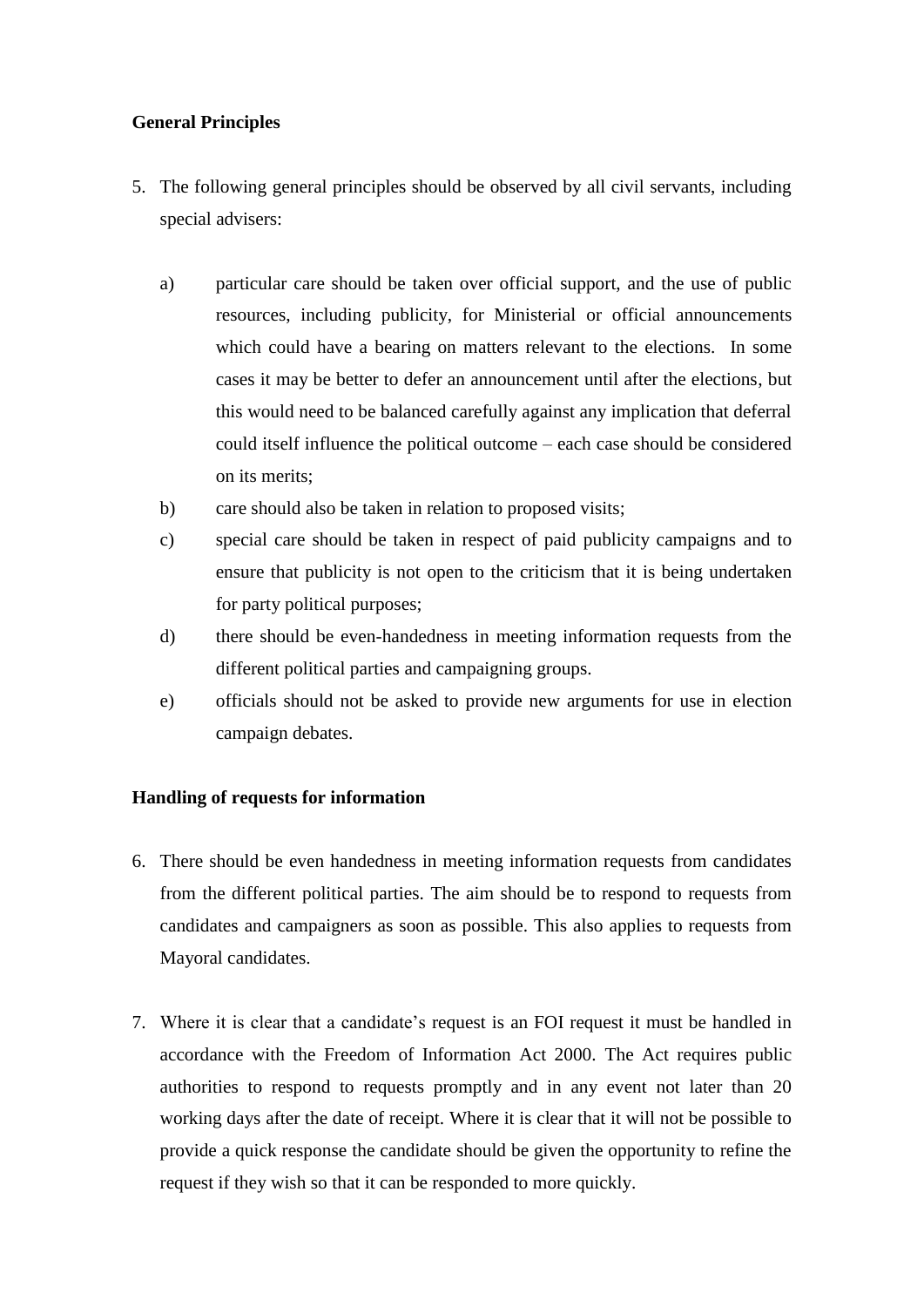**General Principles**

5. The following general principles should be observed by all civil servants, including special advisers:

   a) particular care should be taken over official support, and the use of public resources, including publicity, for Ministerial or official announcements which could have a bearing on matters relevant to the elections. In some cases it may be better to defer an announcement until after the elections, but this would need to be balanced carefully against any implication that deferral could itself influence the political outcome – each case should be considered on its merits;

   b) care should also be taken in relation to proposed visits;

   c) special care should be taken in respect of paid publicity campaigns and to ensure that publicity is not open to the criticism that it is being undertaken for party political purposes;

   d) there should be even-handedness in meeting information requests from the different political parties and campaigning groups.

   e) officials should not be asked to provide new arguments for use in election campaign debates.

**Handling of requests for information**

6. There should be even handedness in meeting information requests from candidates from the different political parties. The aim should be to respond to requests from candidates and campaigners as soon as possible. This also applies to requests from Mayoral candidates.

7. Where it is clear that a candidate's request is an FOI request it must be handled in accordance with the Freedom of Information Act 2000. The Act requires public authorities to respond to requests promptly and in any event not later than 20 working days after the date of receipt. Where it is clear that it will not be possible to provide a quick response the candidate should be given the opportunity to refine the request if they wish so that it can be responded to more quickly.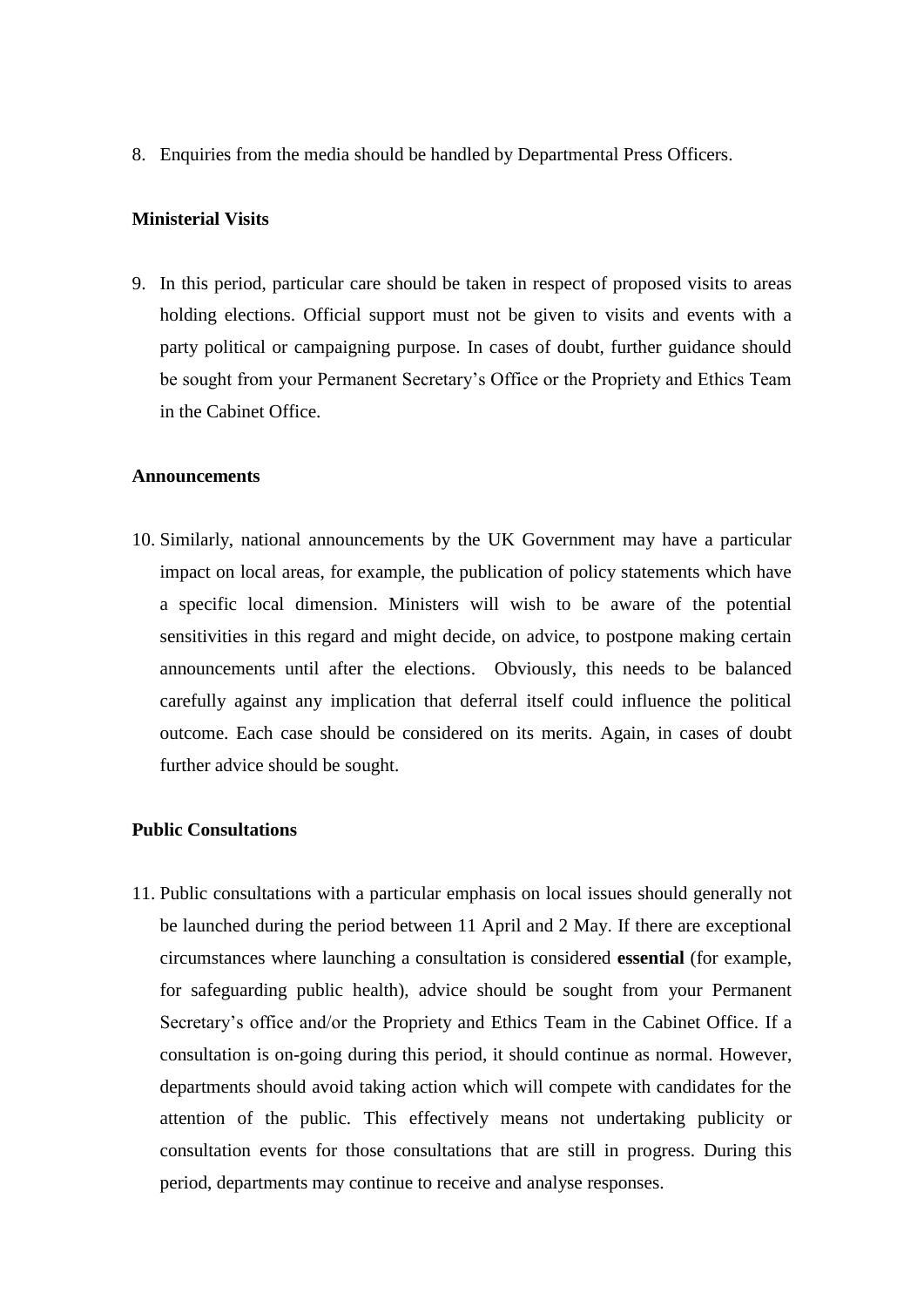8. Enquiries from the media should be handled by Departmental Press Officers.

**Ministerial Visits**

9. In this period, particular care should be taken in respect of proposed visits to areas holding elections. Official support must not be given to visits and events with a party political or campaigning purpose. In cases of doubt, further guidance should be sought from your Permanent Secretary's Office or the Propriety and Ethics Team in the Cabinet Office.

**Announcements**

10. Similarly, national announcements by the UK Government may have a particular impact on local areas, for example, the publication of policy statements which have a specific local dimension. Ministers will wish to be aware of the potential sensitivities in this regard and might decide, on advice, to postpone making certain announcements until after the elections. Obviously, this needs to be balanced carefully against any implication that deferral itself could influence the political outcome. Each case should be considered on its merits. Again, in cases of doubt further advice should be sought.

**Public Consultations**

11. Public consultations with a particular emphasis on local issues should generally not be launched during the period between 11 April and 2 May. If there are exceptional circumstances where launching a consultation is considered **essential** (for example, for safeguarding public health), advice should be sought from your Permanent Secretary's office and/or the Propriety and Ethics Team in the Cabinet Office. If a consultation is on-going during this period, it should continue as normal. However, departments should avoid taking action which will compete with candidates for the attention of the public. This effectively means not undertaking publicity or consultation events for those consultations that are still in progress. During this period, departments may continue to receive and analyse responses.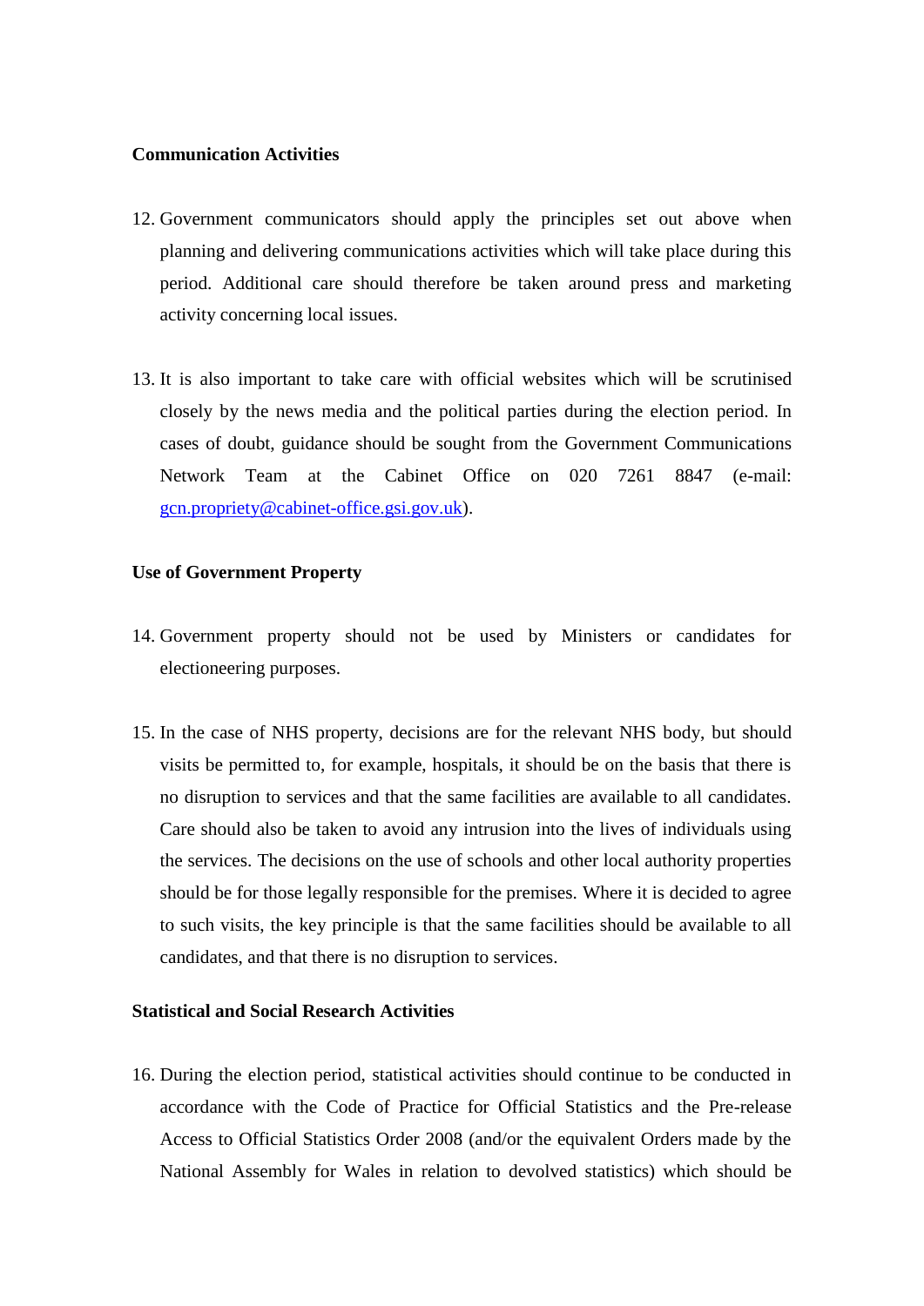**Communication Activities**

12. Government communicators should apply the principles set out above when planning and delivering communications activities which will take place during this period. Additional care should therefore be taken around press and marketing activity concerning local issues.

13. It is also important to take care with official websites which will be scrutinised closely by the news media and the political parties during the election period. In cases of doubt, guidance should be sought from the Government Communications Network Team at the Cabinet Office on 020 7261 8847 (e-mail: gcn.propriety@cabinet-office.gsi.gov.uk).

**Use of Government Property**

14. Government property should not be used by Ministers or candidates for electioneering purposes.

15. In the case of NHS property, decisions are for the relevant NHS body, but should visits be permitted to, for example, hospitals, it should be on the basis that there is no disruption to services and that the same facilities are available to all candidates. Care should also be taken to avoid any intrusion into the lives of individuals using the services. The decisions on the use of schools and other local authority properties should be for those legally responsible for the premises. Where it is decided to agree to such visits, the key principle is that the same facilities should be available to all candidates, and that there is no disruption to services.

**Statistical and Social Research Activities**

16. During the election period, statistical activities should continue to be conducted in accordance with the Code of Practice for Official Statistics and the Pre-release Access to Official Statistics Order 2008 (and/or the equivalent Orders made by the National Assembly for Wales in relation to devolved statistics) which should be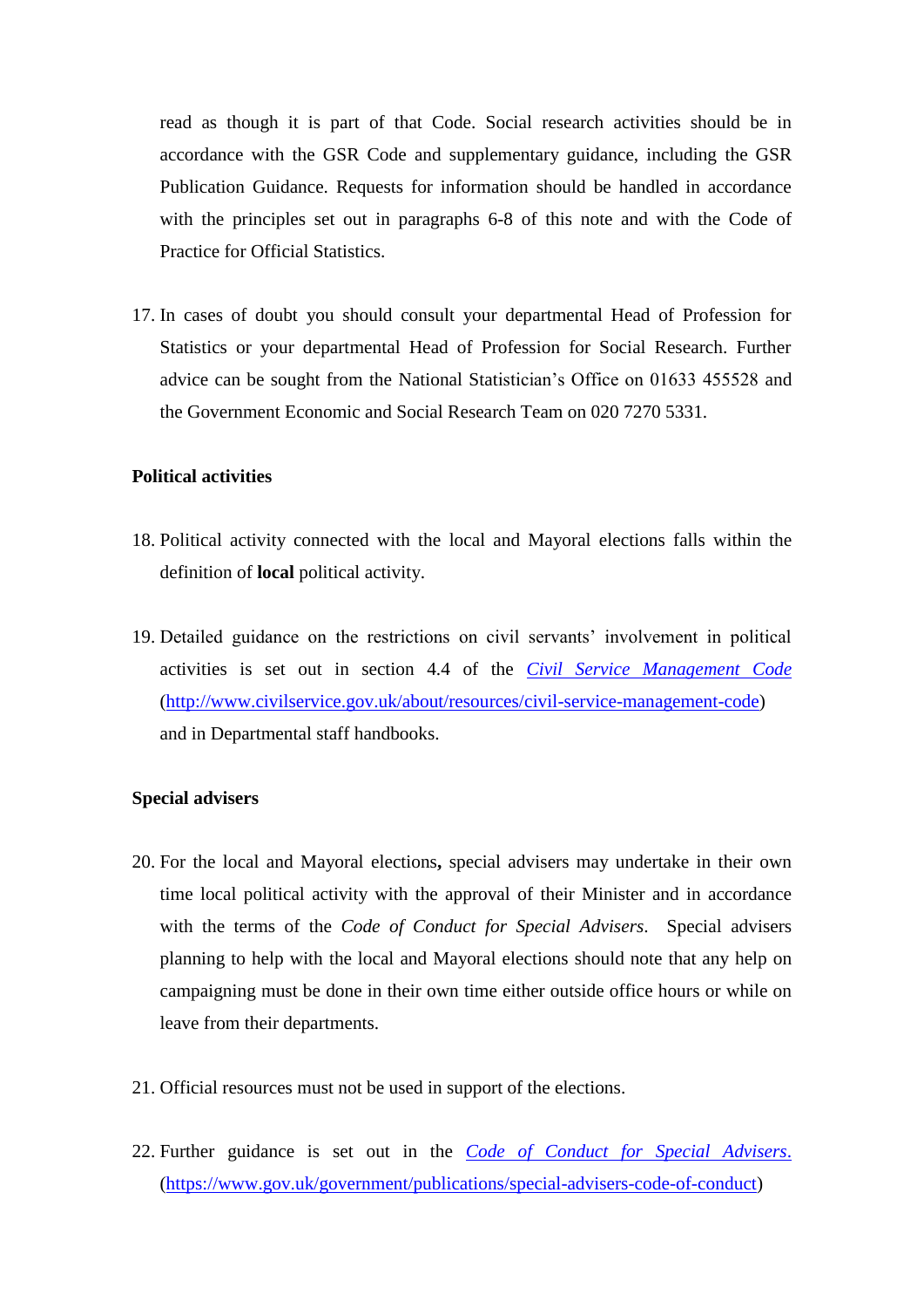read as though it is part of that Code. Social research activities should be in accordance with the GSR Code and supplementary guidance, including the GSR Publication Guidance. Requests for information should be handled in accordance with the principles set out in paragraphs 6-8 of this note and with the Code of Practice for Official Statistics.

17. In cases of doubt you should consult your departmental Head of Profession for Statistics or your departmental Head of Profession for Social Research. Further advice can be sought from the National Statistician's Office on 01633 455528 and the Government Economic and Social Research Team on 020 7270 5331.

**Political activities**

18. Political activity connected with the local and Mayoral elections falls within the definition of **local** political activity.

19. Detailed guidance on the restrictions on civil servants' involvement in political activities is set out in section 4.4 of the [*Civil Service Management Code*](http://www.civilservice.gov.uk/about/resources/civil-service-management-code) ([http://www.civilservice.gov.uk/about/resources/civil-service-management-code](http://www.civilservice.gov.uk/about/resources/civil-service-management-code)) and in Departmental staff handbooks.

**Special advisers**

20. For the local and Mayoral elections**,** special advisers may undertake in their own time local political activity with the approval of their Minister and in accordance with the terms of the *Code of Conduct for Special Advisers*. Special advisers planning to help with the local and Mayoral elections should note that any help on campaigning must be done in their own time either outside office hours or while on leave from their departments.

21. Official resources must not be used in support of the elections.

22. Further guidance is set out in the [*Code of Conduct for Special Advisers*.](https://www.gov.uk/government/publications/special-advisers-code-of-conduct) ([https://www.gov.uk/government/publications/special-advisers-code-of-conduct](https://www.gov.uk/government/publications/special-advisers-code-of-conduct))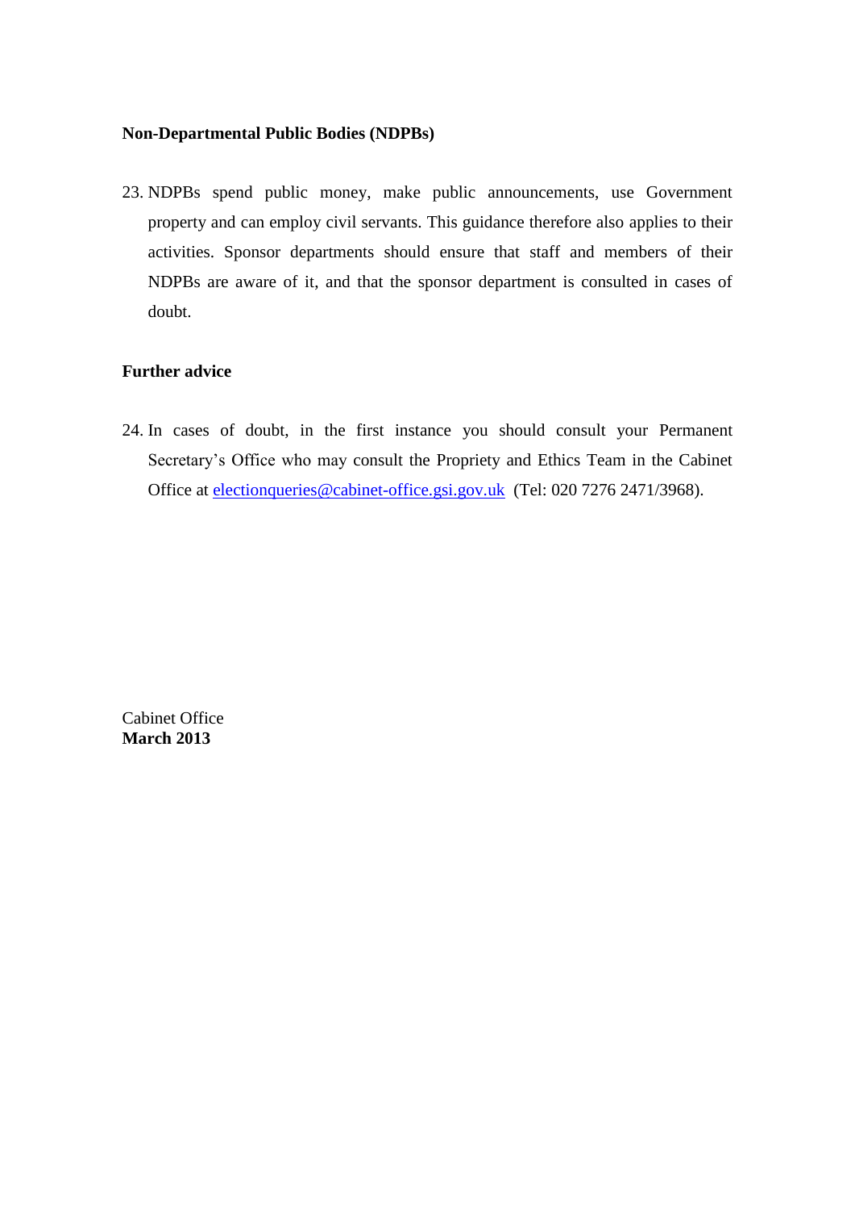**Non-Departmental Public Bodies (NDPBs)**

23. NDPBs spend public money, make public announcements, use Government property and can employ civil servants. This guidance therefore also applies to their activities. Sponsor departments should ensure that staff and members of their NDPBs are aware of it, and that the sponsor department is consulted in cases of doubt.

**Further advice**

24. In cases of doubt, in the first instance you should consult your Permanent Secretary's Office who may consult the Propriety and Ethics Team in the Cabinet Office at electionqueries@cabinet-office.gsi.gov.uk (Tel: 020 7276 2471/3968).

Cabinet Office
**March 2013**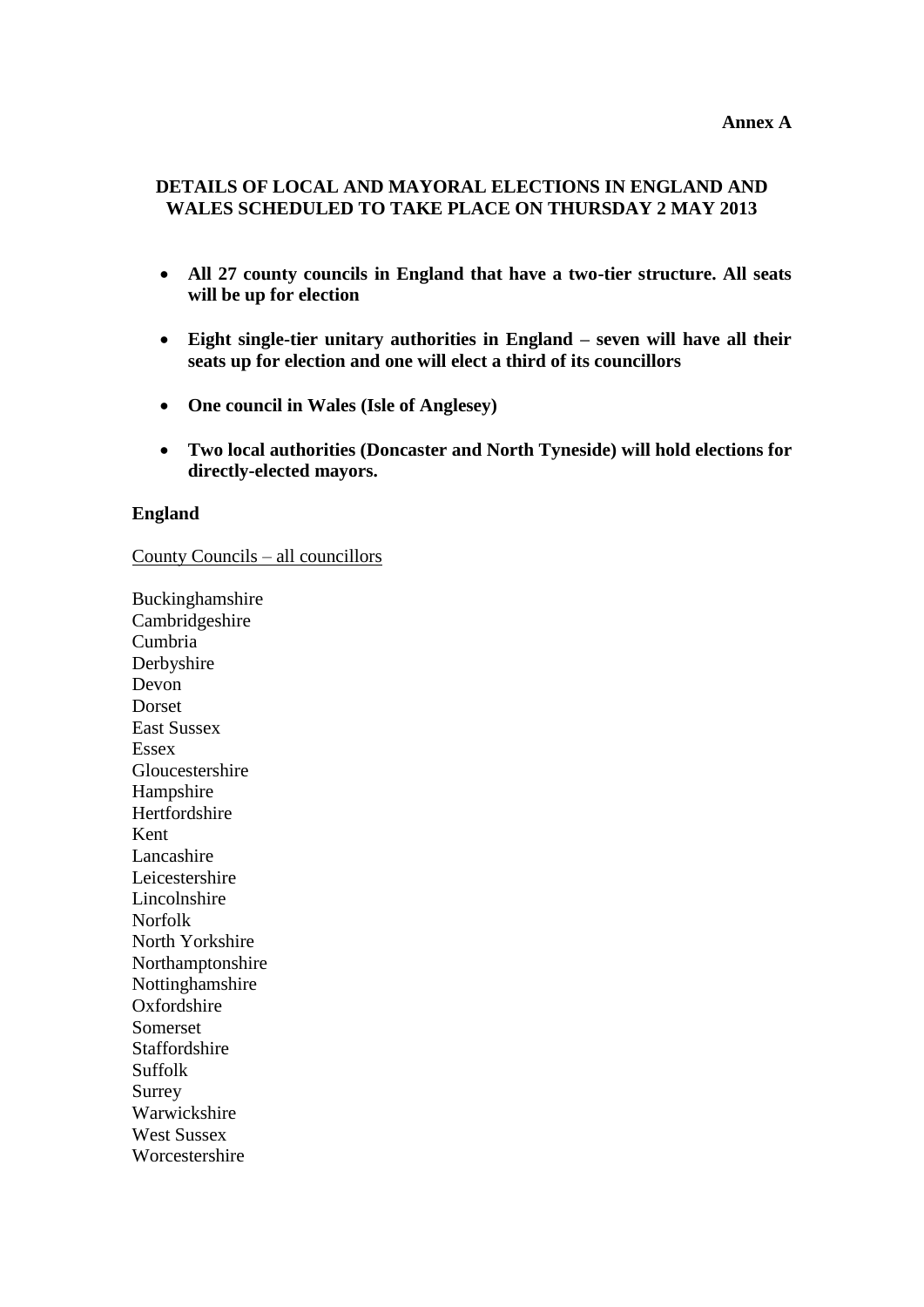**Annex A**

## DETAILS OF LOCAL AND MAYORAL ELECTIONS IN ENGLAND AND WALES SCHEDULED TO TAKE PLACE ON THURSDAY 2 MAY 2013

- **All 27 county councils in England that have a two-tier structure. All seats will be up for election**
- **Eight single-tier unitary authorities in England – seven will have all their seats up for election and one will elect a third of its councillors**
- **One council in Wales (Isle of Anglesey)**
- **Two local authorities (Doncaster and North Tyneside) will hold elections for directly-elected mayors.**

### England

<u>County Councils – all councillors</u>

Buckinghamshire
Cambridgeshire
Cumbria
Derbyshire
Devon
Dorset
East Sussex
Essex
Gloucestershire
Hampshire
Hertfordshire
Kent
Lancashire
Leicestershire
Lincolnshire
Norfolk
North Yorkshire
Northamptonshire
Nottinghamshire
Oxfordshire
Somerset
Staffordshire
Suffolk
Surrey
Warwickshire
West Sussex
Worcestershire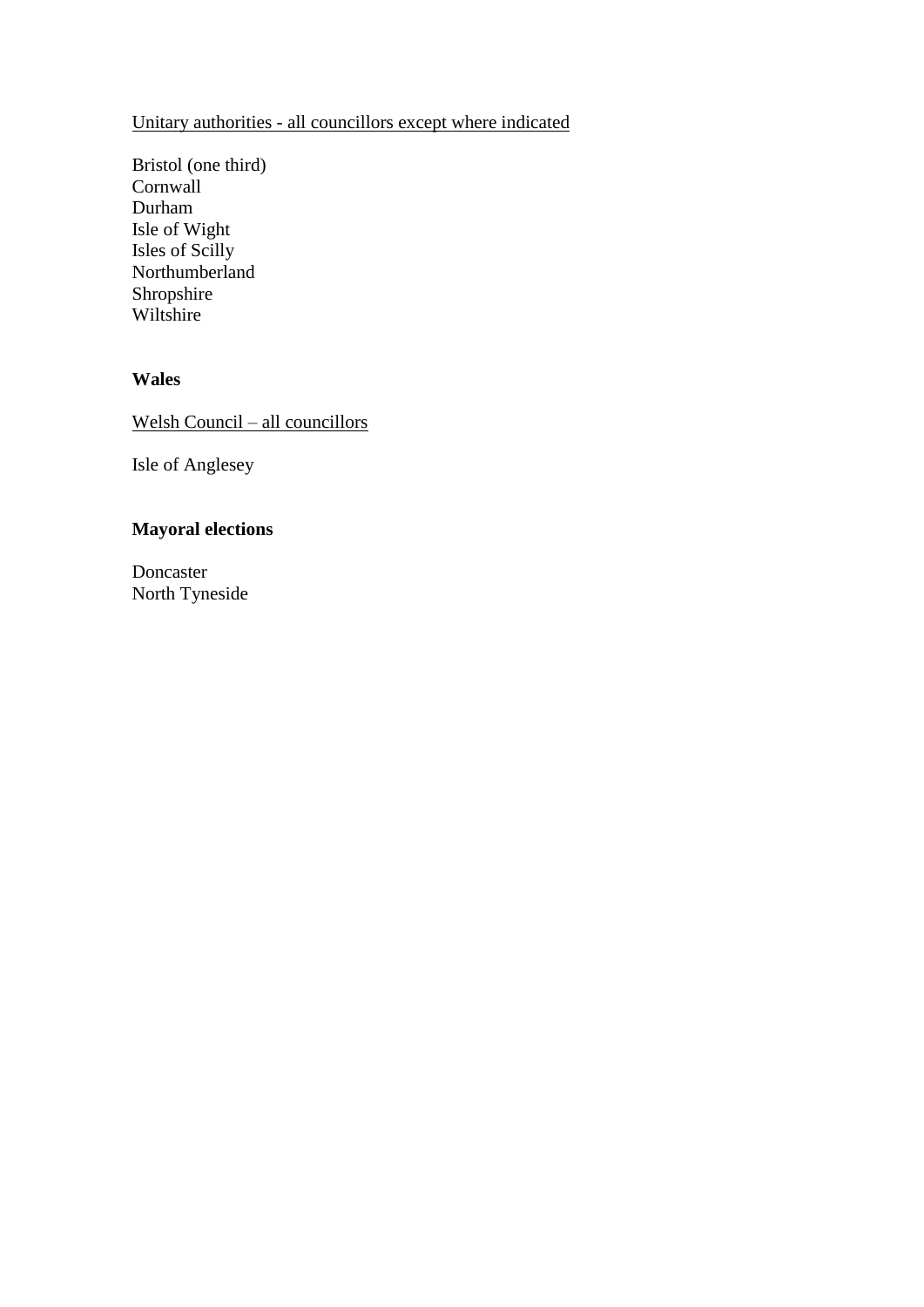Unitary authorities - all councillors except where indicated

Bristol (one third)
Cornwall
Durham
Isle of Wight
Isles of Scilly
Northumberland
Shropshire
Wiltshire

## Wales

Welsh Council – all councillors

Isle of Anglesey

## Mayoral elections

Doncaster
North Tyneside